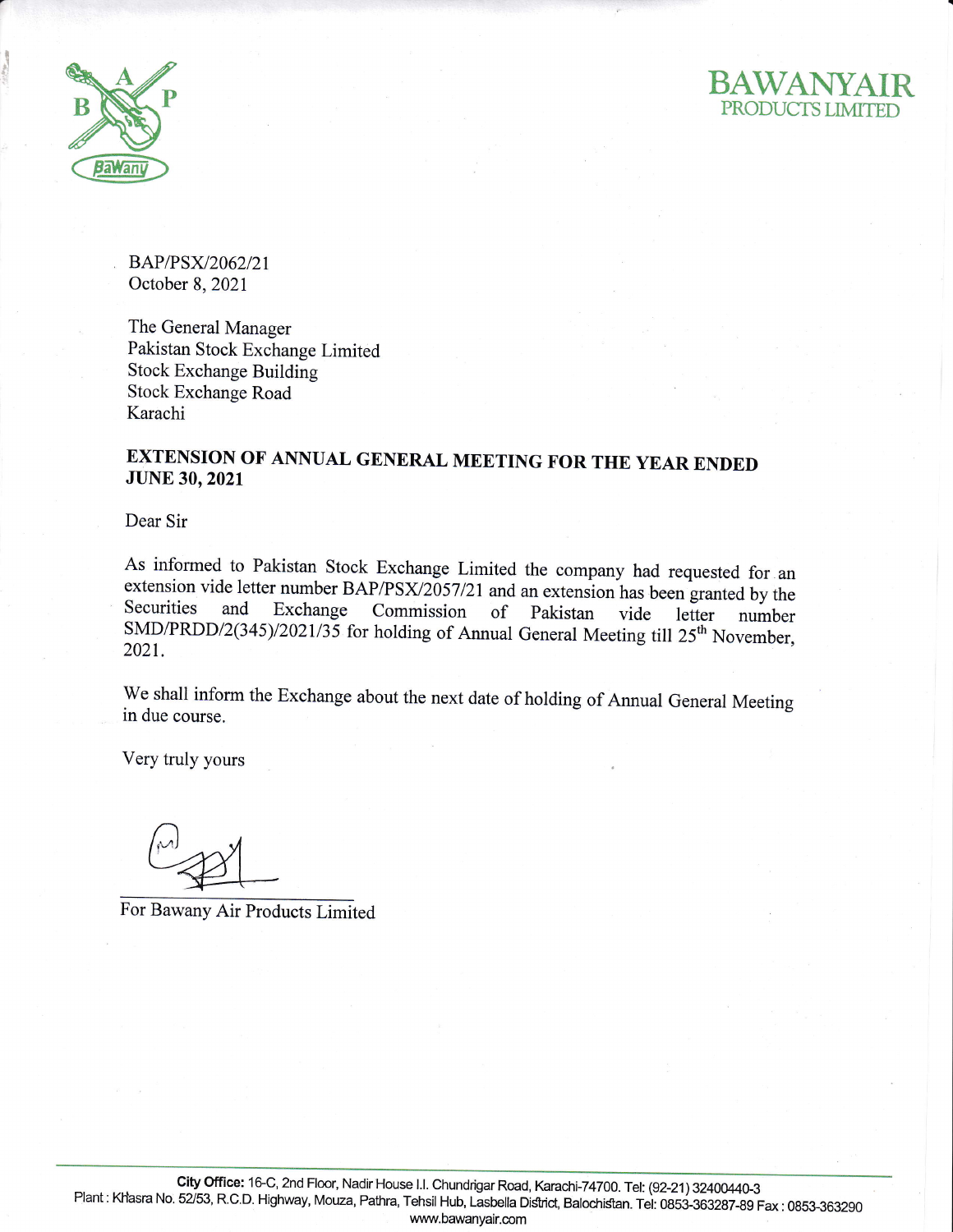**BAWANYAIR**
PRODUCTS LIMITED

BAP/PSX/2062/21
October 8, 2021

The General Manager
Pakistan Stock Exchange Limited
Stock Exchange Building
Stock Exchange Road
Karachi

**EXTENSION OF ANNUAL GENERAL MEETING FOR THE YEAR ENDED JUNE 30, 2021**

Dear Sir

As informed to Pakistan Stock Exchange Limited the company had requested for an extension vide letter number BAP/PSX/2057/21 and an extension has been granted by the Securities and Exchange Commission of Pakistan vide letter number SMD/PRDD/2(345)/2021/35 for holding of Annual General Meeting till 25th November, 2021.

We shall inform the Exchange about the next date of holding of Annual General Meeting in due course.

Very truly yours

For Bawany Air Products Limited

**City Office:** 16-C, 2nd Floor, Nadir House I.I. Chundrigar Road, Karachi-74700. Tel: (92-21) 32400440-3
Plant : Khasra No. 52/53, R.C.D. Highway, Mouza, Pathra, Tehsil Hub, Lasbella District, Balochistan. Tel: 0853-363287-89 Fax : 0853-363290
www.bawanyair.com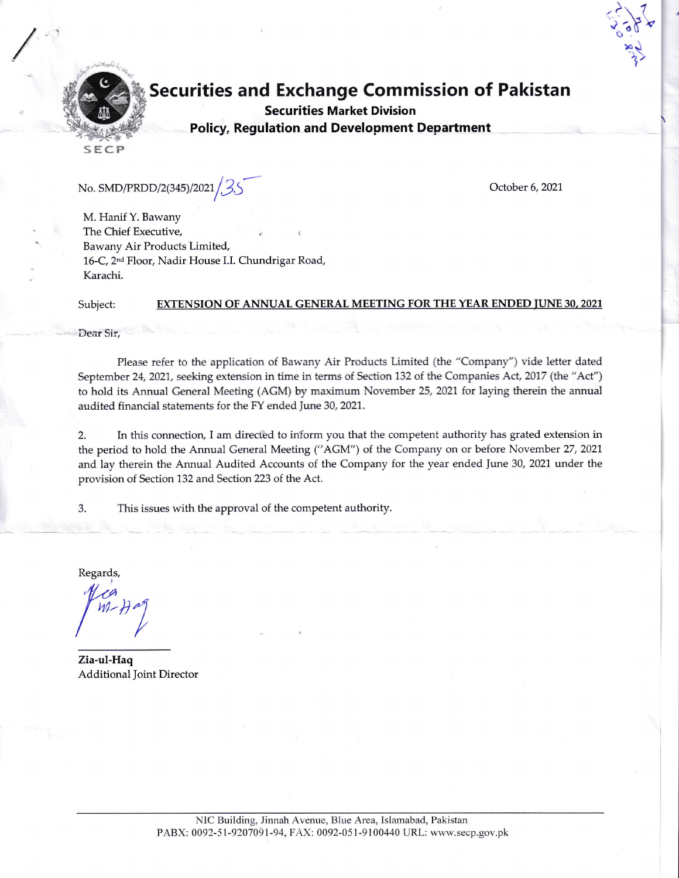# Securities and Exchange Commission of Pakistan

**Securities Market Division**

**Policy, Regulation and Development Department**

SECP

No. SMD/PRDD/2(345)/2021/35

October 6, 2021

M. Hanif Y. Bawany
The Chief Executive,
Bawany Air Products Limited,
16-C, 2nd Floor, Nadir House I.I. Chundrigar Road,
Karachi.

Subject: **EXTENSION OF ANNUAL GENERAL MEETING FOR THE YEAR ENDED JUNE 30, 2021**

Dear Sir,

Please refer to the application of Bawany Air Products Limited (the "Company") vide letter dated September 24, 2021, seeking extension in time in terms of Section 132 of the Companies Act, 2017 (the "Act") to hold its Annual General Meeting (AGM) by maximum November 25, 2021 for laying therein the annual audited financial statements for the FY ended June 30, 2021.

2. In this connection, I am directed to inform you that the competent authority has grated extension in the period to hold the Annual General Meeting ("AGM") of the Company on or before November 27, 2021 and lay therein the Annual Audited Accounts of the Company for the year ended June 30, 2021 under the provision of Section 132 and Section 223 of the Act.

3. This issues with the approval of the competent authority.

Regards,

**Zia-ul-Haq**
Additional Joint Director

NIC Building, Jinnah Avenue, Blue Area, Islamabad, Pakistan
PABX: 0092-51-9207091-94, FAX: 0092-051-9100440 URL: www.secp.gov.pk